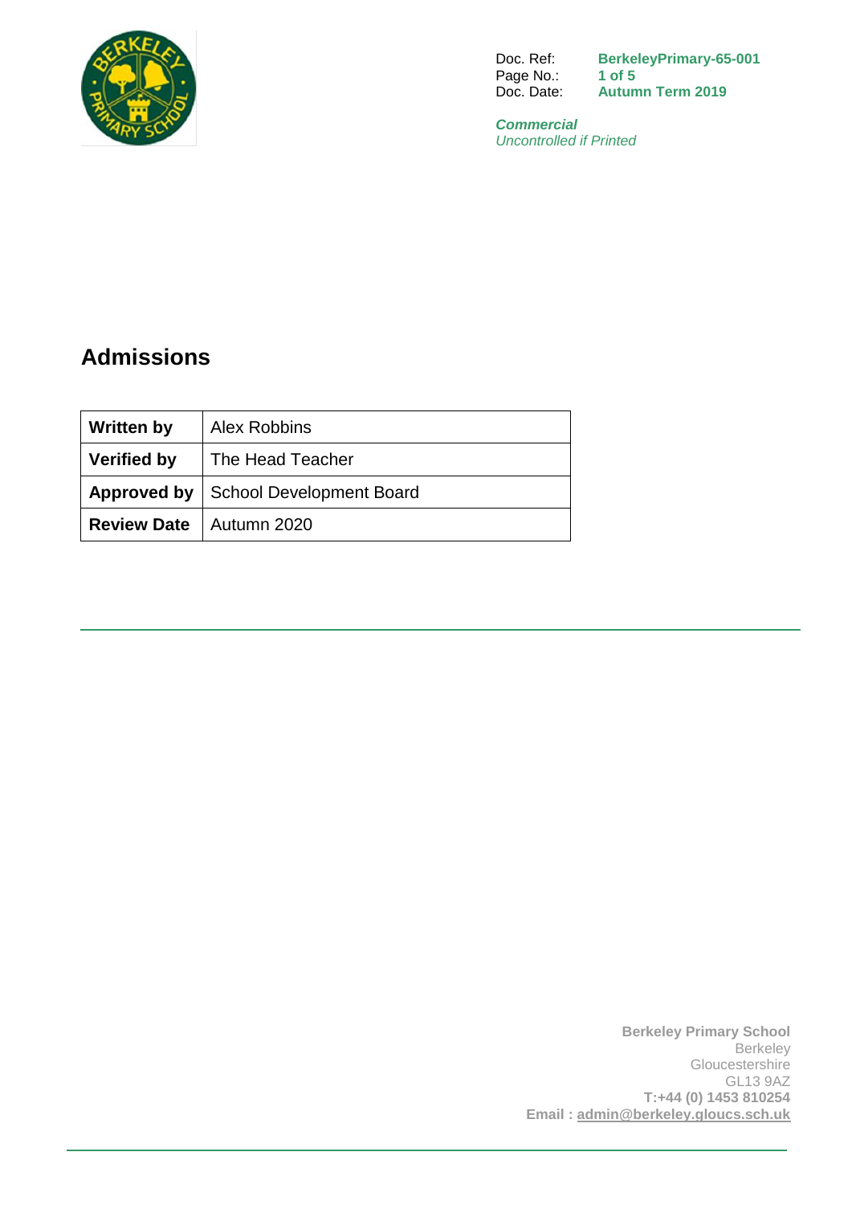Doc. Ref: **BerkeleyPrimary-65-001**
Doc. Date: **Autumn Term 2019**

***Commercial***
*Uncontrolled if Printed*

# Admissions

| **Written by** | Alex Robbins |
|---|---|
| **Verified by** | The Head Teacher |
| **Approved by** | School Development Board |
| **Review Date** | Autumn 2020 |

**Berkeley Primary School**
Berkeley
Gloucestershire
GL13 9AZ
**T:+44 (0) 1453 810254**
**Email : admin@berkeley.gloucs.sch.uk**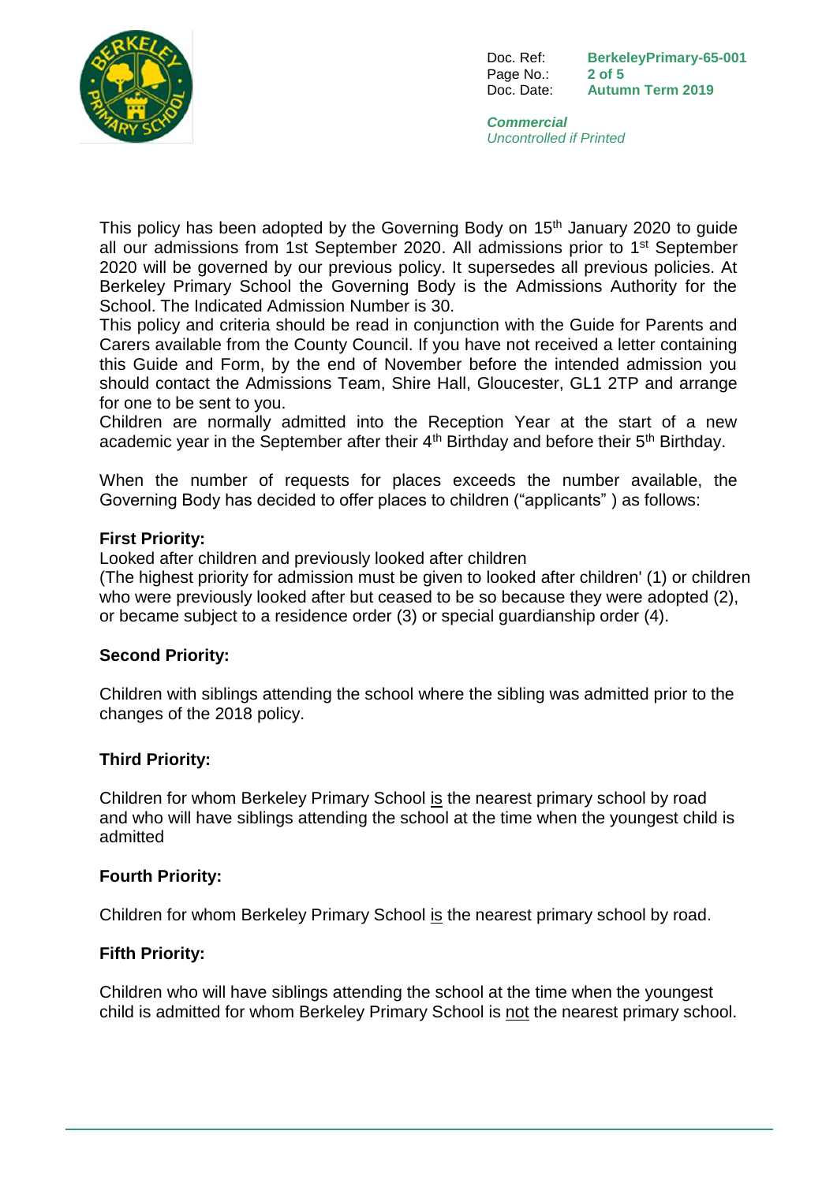This policy has been adopted by the Governing Body on 15th January 2020 to guide all our admissions from 1st September 2020. All admissions prior to 1st September 2020 will be governed by our previous policy. It supersedes all previous policies. At Berkeley Primary School the Governing Body is the Admissions Authority for the School. The Indicated Admission Number is 30.

This policy and criteria should be read in conjunction with the Guide for Parents and Carers available from the County Council. If you have not received a letter containing this Guide and Form, by the end of November before the intended admission you should contact the Admissions Team, Shire Hall, Gloucester, GL1 2TP and arrange for one to be sent to you.

Children are normally admitted into the Reception Year at the start of a new academic year in the September after their 4th Birthday and before their 5th Birthday.

When the number of requests for places exceeds the number available, the Governing Body has decided to offer places to children ("applicants" ) as follows:

**First Priority:**

Looked after children and previously looked after children

(The highest priority for admission must be given to looked after children' (1) or children who were previously looked after but ceased to be so because they were adopted (2), or became subject to a residence order (3) or special guardianship order (4).

**Second Priority:**

Children with siblings attending the school where the sibling was admitted prior to the changes of the 2018 policy.

**Third Priority:**

Children for whom Berkeley Primary School <u>is</u> the nearest primary school by road and who will have siblings attending the school at the time when the youngest child is admitted

**Fourth Priority:**

Children for whom Berkeley Primary School <u>is</u> the nearest primary school by road.

**Fifth Priority:**

Children who will have siblings attending the school at the time when the youngest child is admitted for whom Berkeley Primary School is <u>not</u> the nearest primary school.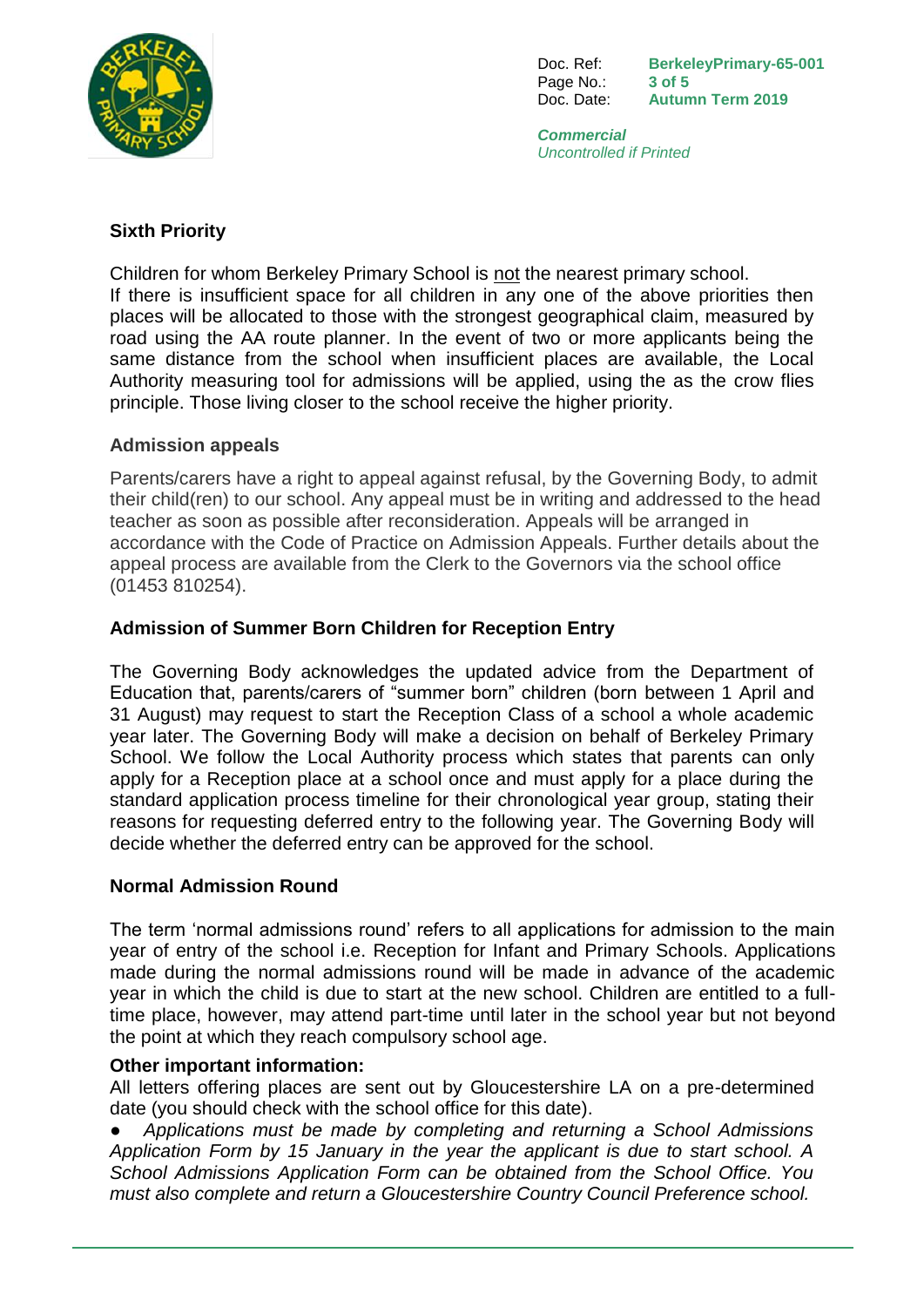## Sixth Priority

Children for whom Berkeley Primary School is <u>not</u> the nearest primary school.
If there is insufficient space for all children in any one of the above priorities then places will be allocated to those with the strongest geographical claim, measured by road using the AA route planner. In the event of two or more applicants being the same distance from the school when insufficient places are available, the Local Authority measuring tool for admissions will be applied, using the as the crow flies principle. Those living closer to the school receive the higher priority.

### Admission appeals

Parents/carers have a right to appeal against refusal, by the Governing Body, to admit their child(ren) to our school. Any appeal must be in writing and addressed to the head teacher as soon as possible after reconsideration. Appeals will be arranged in accordance with the Code of Practice on Admission Appeals. Further details about the appeal process are available from the Clerk to the Governors via the school office (01453 810254).

## Admission of Summer Born Children for Reception Entry

The Governing Body acknowledges the updated advice from the Department of Education that, parents/carers of "summer born" children (born between 1 April and 31 August) may request to start the Reception Class of a school a whole academic year later. The Governing Body will make a decision on behalf of Berkeley Primary School. We follow the Local Authority process which states that parents can only apply for a Reception place at a school once and must apply for a place during the standard application process timeline for their chronological year group, stating their reasons for requesting deferred entry to the following year. The Governing Body will decide whether the deferred entry can be approved for the school.

## Normal Admission Round

The term 'normal admissions round' refers to all applications for admission to the main year of entry of the school i.e. Reception for Infant and Primary Schools. Applications made during the normal admissions round will be made in advance of the academic year in which the child is due to start at the new school. Children are entitled to a full-time place, however, may attend part-time until later in the school year but not beyond the point at which they reach compulsory school age.

**Other important information:**
All letters offering places are sent out by Gloucestershire LA on a pre-determined date (you should check with the school office for this date).

- *Applications must be made by completing and returning a School Admissions Application Form by 15 January in the year the applicant is due to start school. A School Admissions Application Form can be obtained from the School Office. You must also complete and return a Gloucestershire Country Council Preference school.*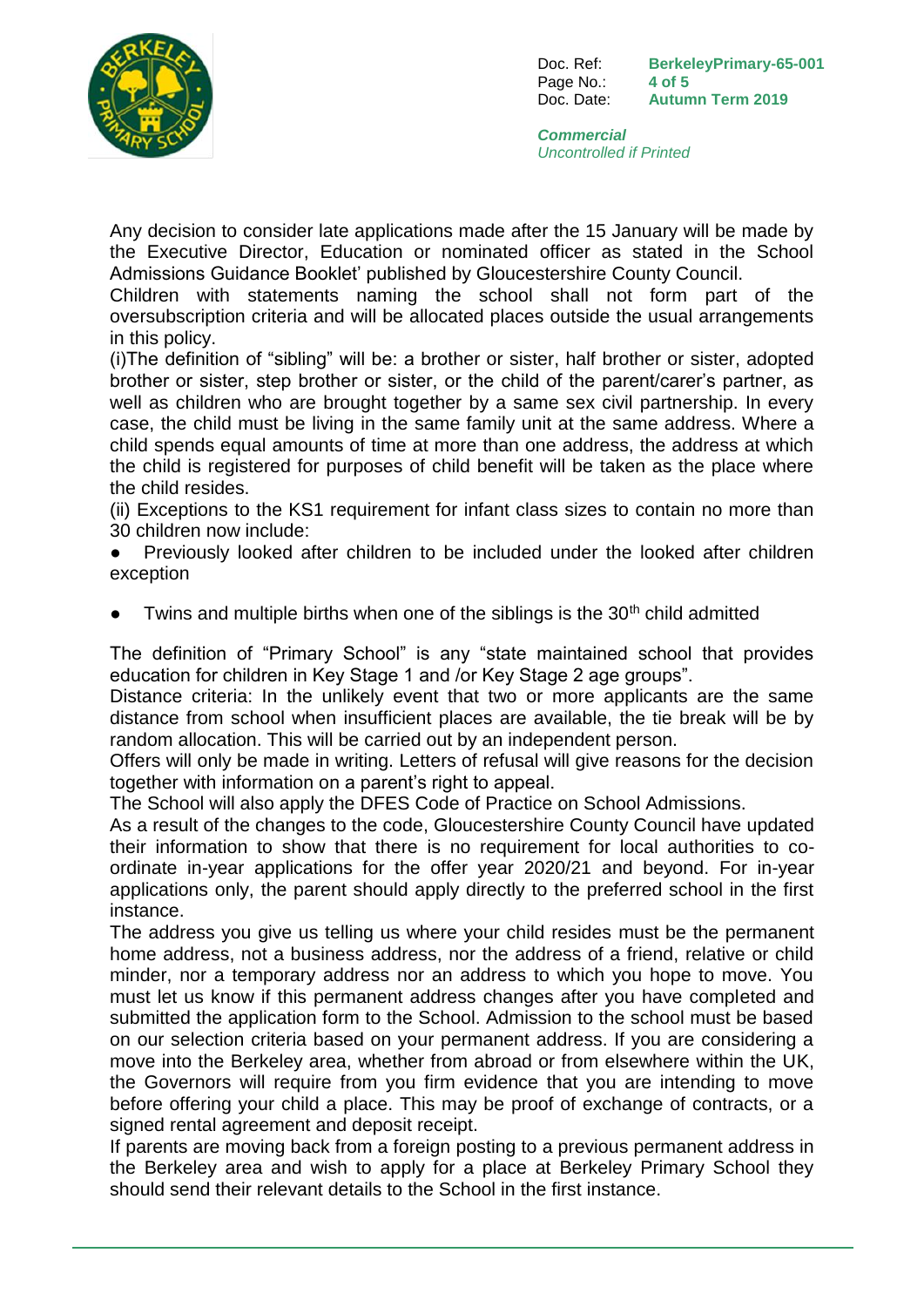Any decision to consider late applications made after the 15 January will be made by the Executive Director, Education or nominated officer as stated in the School Admissions Guidance Booklet' published by Gloucestershire County Council.

Children with statements naming the school shall not form part of the oversubscription criteria and will be allocated places outside the usual arrangements in this policy.

(i)The definition of "sibling" will be: a brother or sister, half brother or sister, adopted brother or sister, step brother or sister, or the child of the parent/carer's partner, as well as children who are brought together by a same sex civil partnership. In every case, the child must be living in the same family unit at the same address. Where a child spends equal amounts of time at more than one address, the address at which the child is registered for purposes of child benefit will be taken as the place where the child resides.

(ii) Exceptions to the KS1 requirement for infant class sizes to contain no more than 30 children now include:

- Previously looked after children to be included under the looked after children exception
- Twins and multiple births when one of the siblings is the 30th child admitted

The definition of "Primary School" is any "state maintained school that provides education for children in Key Stage 1 and /or Key Stage 2 age groups".

Distance criteria: In the unlikely event that two or more applicants are the same distance from school when insufficient places are available, the tie break will be by random allocation. This will be carried out by an independent person.

Offers will only be made in writing. Letters of refusal will give reasons for the decision together with information on a parent's right to appeal.

The School will also apply the DFES Code of Practice on School Admissions.

As a result of the changes to the code, Gloucestershire County Council have updated their information to show that there is no requirement for local authorities to co-ordinate in-year applications for the offer year 2020/21 and beyond. For in-year applications only, the parent should apply directly to the preferred school in the first instance.

The address you give us telling us where your child resides must be the permanent home address, not a business address, nor the address of a friend, relative or child minder, nor a temporary address nor an address to which you hope to move. You must let us know if this permanent address changes after you have completed and submitted the application form to the School. Admission to the school must be based on our selection criteria based on your permanent address. If you are considering a move into the Berkeley area, whether from abroad or from elsewhere within the UK, the Governors will require from you firm evidence that you are intending to move before offering your child a place. This may be proof of exchange of contracts, or a signed rental agreement and deposit receipt.

If parents are moving back from a foreign posting to a previous permanent address in the Berkeley area and wish to apply for a place at Berkeley Primary School they should send their relevant details to the School in the first instance.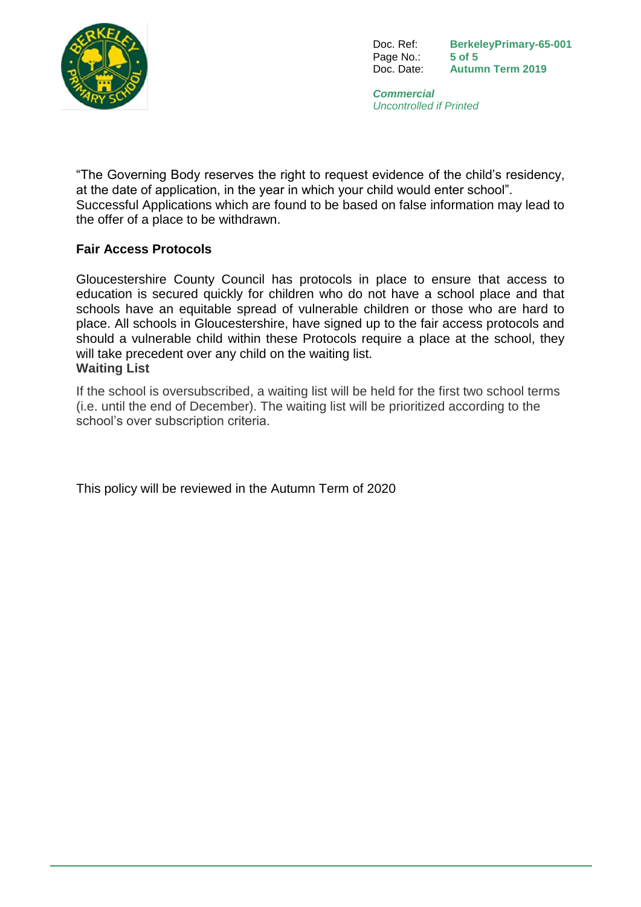"The Governing Body reserves the right to request evidence of the child's residency, at the date of application, in the year in which your child would enter school". Successful Applications which are found to be based on false information may lead to the offer of a place to be withdrawn.

**Fair Access Protocols**

Gloucestershire County Council has protocols in place to ensure that access to education is secured quickly for children who do not have a school place and that schools have an equitable spread of vulnerable children or those who are hard to place. All schools in Gloucestershire, have signed up to the fair access protocols and should a vulnerable child within these Protocols require a place at the school, they will take precedent over any child on the waiting list.

**Waiting List**

If the school is oversubscribed, a waiting list will be held for the first two school terms (i.e. until the end of December). The waiting list will be prioritized according to the school's over subscription criteria.

This policy will be reviewed in the Autumn Term of 2020